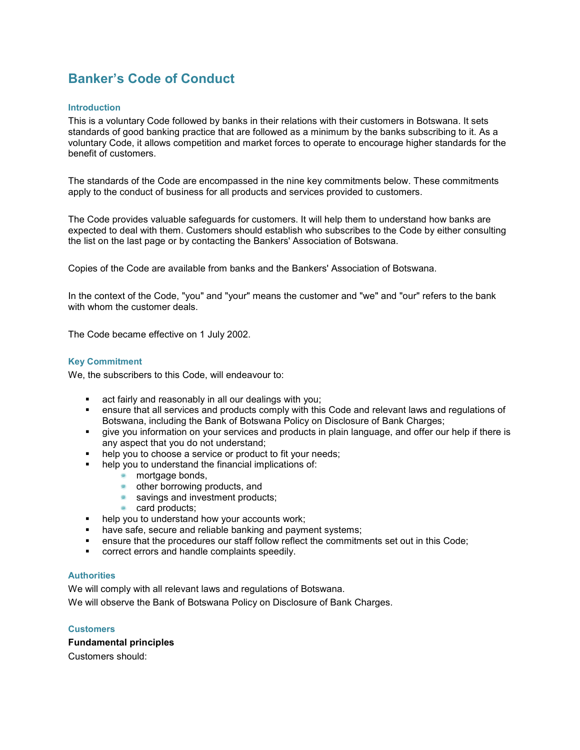# Banker's Code of Conduct

## Introduction

This is a voluntary Code followed by banks in their relations with their customers in Botswana. It sets standards of good banking practice that are followed as a minimum by the banks subscribing to it. As a voluntary Code, it allows competition and market forces to operate to encourage higher standards for the benefit of customers.

The standards of the Code are encompassed in the nine key commitments below. These commitments apply to the conduct of business for all products and services provided to customers.

The Code provides valuable safeguards for customers. It will help them to understand how banks are expected to deal with them. Customers should establish who subscribes to the Code by either consulting the list on the last page or by contacting the Bankers' Association of Botswana.

Copies of the Code are available from banks and the Bankers' Association of Botswana.

In the context of the Code, "you" and "your" means the customer and "we" and "our" refers to the bank with whom the customer deals.

The Code became effective on 1 July 2002.

## Key Commitment

We, the subscribers to this Code, will endeavour to:

- act fairly and reasonably in all our dealings with you;
- ensure that all services and products comply with this Code and relevant laws and regulations of Botswana, including the Bank of Botswana Policy on Disclosure of Bank Charges;
- give you information on your services and products in plain language, and offer our help if there is any aspect that you do not understand;
- help you to choose a service or product to fit your needs;
- help you to understand the financial implications of:
  - mortgage bonds,
  - other borrowing products, and
  - savings and investment products;
  - card products;
- help you to understand how your accounts work;
- have safe, secure and reliable banking and payment systems;
- ensure that the procedures our staff follow reflect the commitments set out in this Code;
- correct errors and handle complaints speedily.

## Authorities

We will comply with all relevant laws and regulations of Botswana.

We will observe the Bank of Botswana Policy on Disclosure of Bank Charges.

## Customers

**Fundamental principles**

Customers should: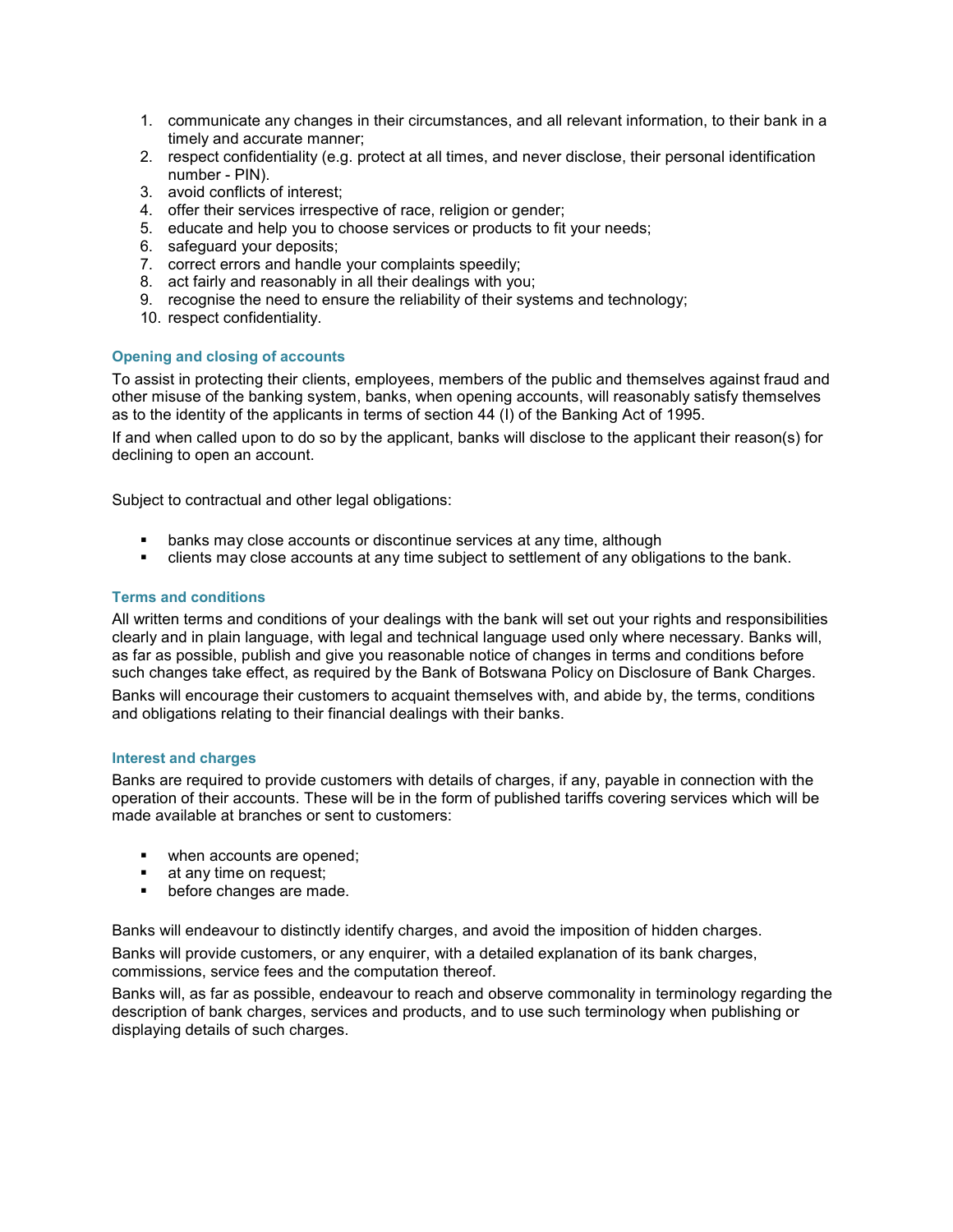1. communicate any changes in their circumstances, and all relevant information, to their bank in a timely and accurate manner;
2. respect confidentiality (e.g. protect at all times, and never disclose, their personal identification number - PIN).
3. avoid conflicts of interest;
4. offer their services irrespective of race, religion or gender;
5. educate and help you to choose services or products to fit your needs;
6. safeguard your deposits;
7. correct errors and handle your complaints speedily;
8. act fairly and reasonably in all their dealings with you;
9. recognise the need to ensure the reliability of their systems and technology;
10. respect confidentiality.

### Opening and closing of accounts

To assist in protecting their clients, employees, members of the public and themselves against fraud and other misuse of the banking system, banks, when opening accounts, will reasonably satisfy themselves as to the identity of the applicants in terms of section 44 (I) of the Banking Act of 1995.

If and when called upon to do so by the applicant, banks will disclose to the applicant their reason(s) for declining to open an account.

Subject to contractual and other legal obligations:

- banks may close accounts or discontinue services at any time, although
- clients may close accounts at any time subject to settlement of any obligations to the bank.

### Terms and conditions

All written terms and conditions of your dealings with the bank will set out your rights and responsibilities clearly and in plain language, with legal and technical language used only where necessary. Banks will, as far as possible, publish and give you reasonable notice of changes in terms and conditions before such changes take effect, as required by the Bank of Botswana Policy on Disclosure of Bank Charges.

Banks will encourage their customers to acquaint themselves with, and abide by, the terms, conditions and obligations relating to their financial dealings with their banks.

### Interest and charges

Banks are required to provide customers with details of charges, if any, payable in connection with the operation of their accounts. These will be in the form of published tariffs covering services which will be made available at branches or sent to customers:

- when accounts are opened;
- at any time on request;
- before changes are made.

Banks will endeavour to distinctly identify charges, and avoid the imposition of hidden charges.

Banks will provide customers, or any enquirer, with a detailed explanation of its bank charges, commissions, service fees and the computation thereof.

Banks will, as far as possible, endeavour to reach and observe commonality in terminology regarding the description of bank charges, services and products, and to use such terminology when publishing or displaying details of such charges.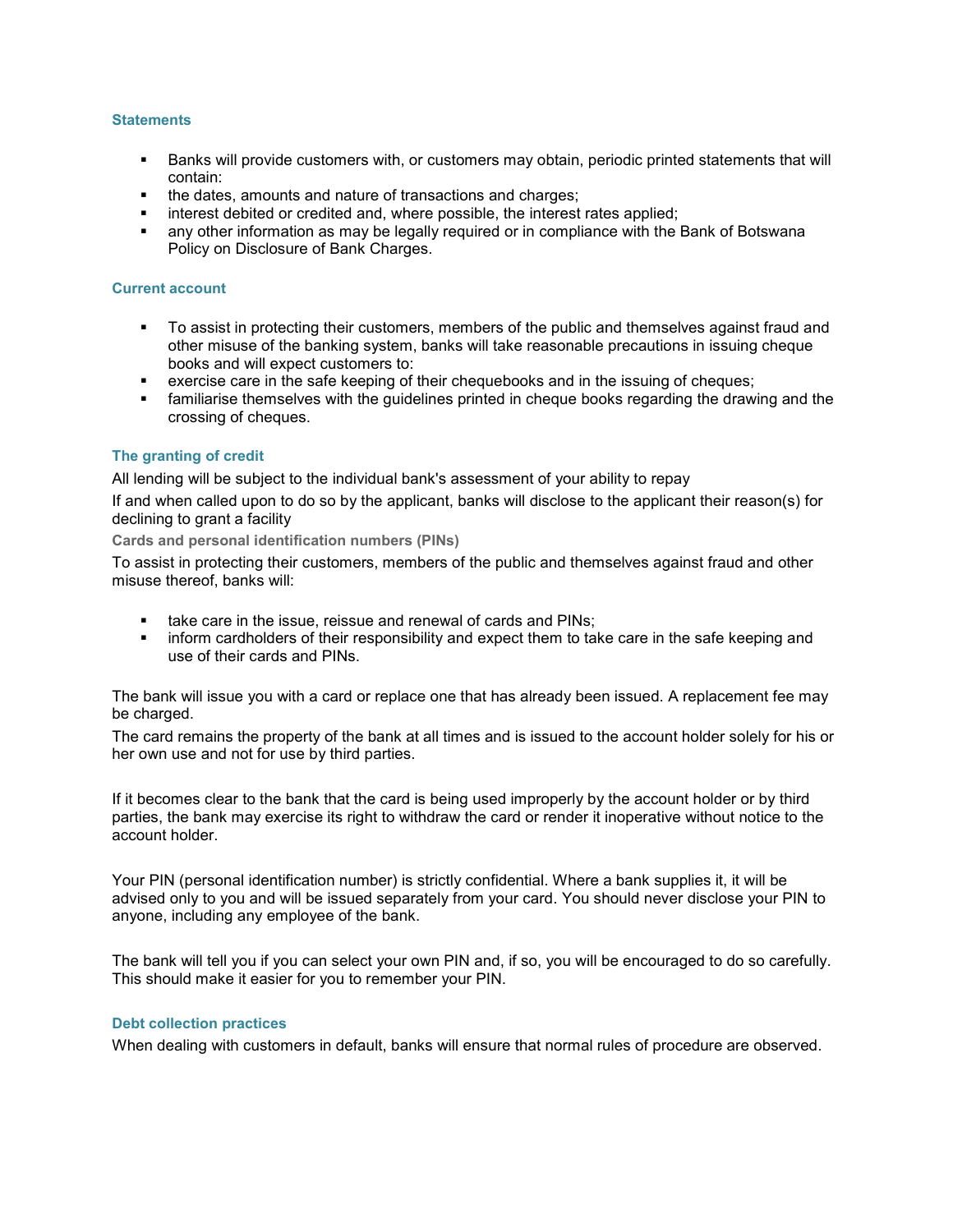### Statements

- Banks will provide customers with, or customers may obtain, periodic printed statements that will contain:
- the dates, amounts and nature of transactions and charges;
- interest debited or credited and, where possible, the interest rates applied;
- any other information as may be legally required or in compliance with the Bank of Botswana Policy on Disclosure of Bank Charges.

### Current account

- To assist in protecting their customers, members of the public and themselves against fraud and other misuse of the banking system, banks will take reasonable precautions in issuing cheque books and will expect customers to:
- exercise care in the safe keeping of their chequebooks and in the issuing of cheques;
- familiarise themselves with the guidelines printed in cheque books regarding the drawing and the crossing of cheques.

### The granting of credit

All lending will be subject to the individual bank's assessment of your ability to repay

If and when called upon to do so by the applicant, banks will disclose to the applicant their reason(s) for declining to grant a facility

#### Cards and personal identification numbers (PINs)

To assist in protecting their customers, members of the public and themselves against fraud and other misuse thereof, banks will:

- take care in the issue, reissue and renewal of cards and PINs;
- inform cardholders of their responsibility and expect them to take care in the safe keeping and use of their cards and PINs.

The bank will issue you with a card or replace one that has already been issued. A replacement fee may be charged.

The card remains the property of the bank at all times and is issued to the account holder solely for his or her own use and not for use by third parties.

If it becomes clear to the bank that the card is being used improperly by the account holder or by third parties, the bank may exercise its right to withdraw the card or render it inoperative without notice to the account holder.

Your PIN (personal identification number) is strictly confidential. Where a bank supplies it, it will be advised only to you and will be issued separately from your card. You should never disclose your PIN to anyone, including any employee of the bank.

The bank will tell you if you can select your own PIN and, if so, you will be encouraged to do so carefully. This should make it easier for you to remember your PIN.

### Debt collection practices

When dealing with customers in default, banks will ensure that normal rules of procedure are observed.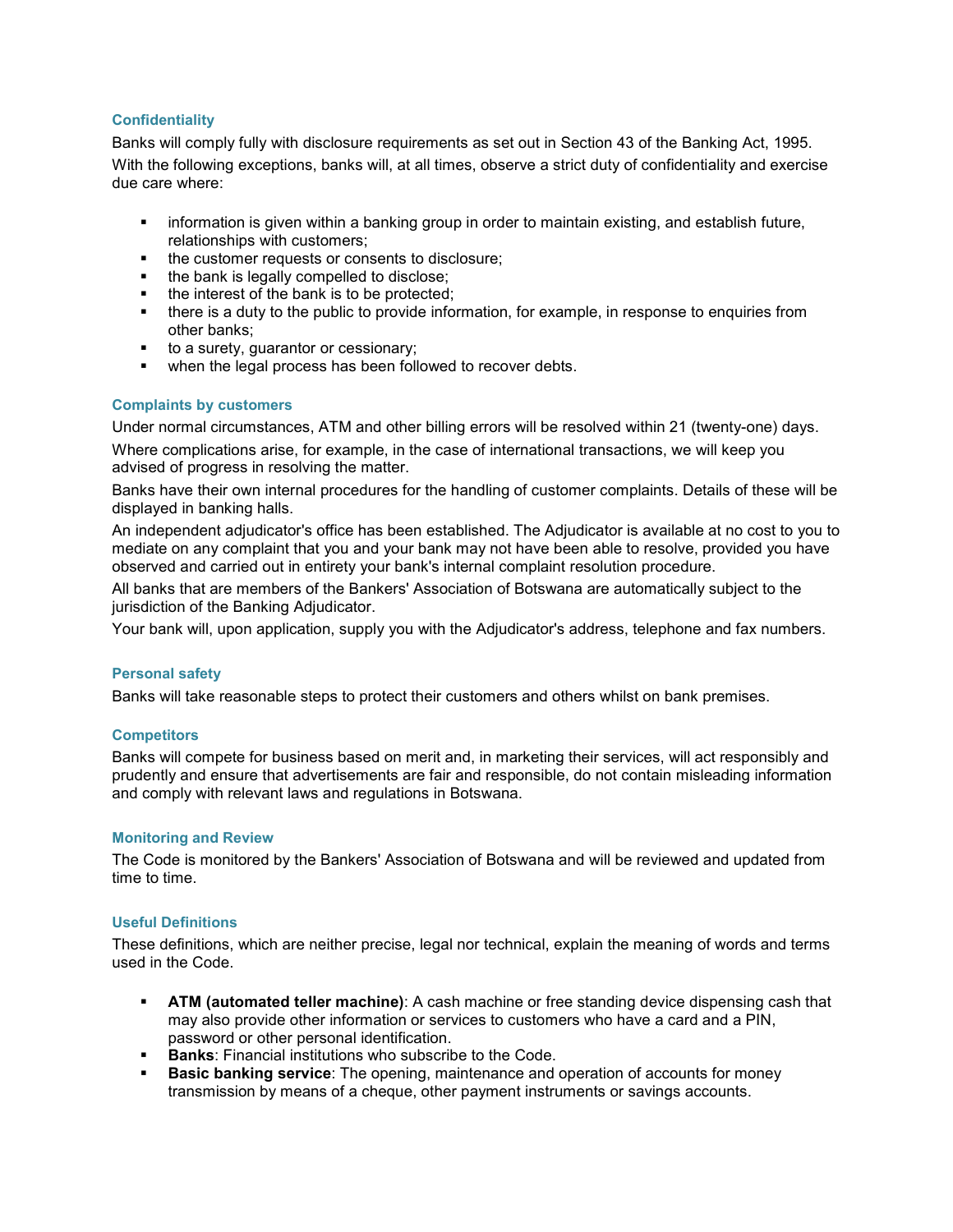### Confidentiality

Banks will comply fully with disclosure requirements as set out in Section 43 of the Banking Act, 1995.

With the following exceptions, banks will, at all times, observe a strict duty of confidentiality and exercise due care where:

- information is given within a banking group in order to maintain existing, and establish future, relationships with customers;
- the customer requests or consents to disclosure;
- the bank is legally compelled to disclose;
- the interest of the bank is to be protected;
- there is a duty to the public to provide information, for example, in response to enquiries from other banks;
- to a surety, guarantor or cessionary;
- when the legal process has been followed to recover debts.

### Complaints by customers

Under normal circumstances, ATM and other billing errors will be resolved within 21 (twenty-one) days.

Where complications arise, for example, in the case of international transactions, we will keep you advised of progress in resolving the matter.

Banks have their own internal procedures for the handling of customer complaints. Details of these will be displayed in banking halls.

An independent adjudicator's office has been established. The Adjudicator is available at no cost to you to mediate on any complaint that you and your bank may not have been able to resolve, provided you have observed and carried out in entirety your bank's internal complaint resolution procedure.

All banks that are members of the Bankers' Association of Botswana are automatically subject to the jurisdiction of the Banking Adjudicator.

Your bank will, upon application, supply you with the Adjudicator's address, telephone and fax numbers.

### Personal safety

Banks will take reasonable steps to protect their customers and others whilst on bank premises.

### Competitors

Banks will compete for business based on merit and, in marketing their services, will act responsibly and prudently and ensure that advertisements are fair and responsible, do not contain misleading information and comply with relevant laws and regulations in Botswana.

### Monitoring and Review

The Code is monitored by the Bankers' Association of Botswana and will be reviewed and updated from time to time.

### Useful Definitions

These definitions, which are neither precise, legal nor technical, explain the meaning of words and terms used in the Code.

- **ATM (automated teller machine)**: A cash machine or free standing device dispensing cash that may also provide other information or services to customers who have a card and a PIN, password or other personal identification.
- **Banks**: Financial institutions who subscribe to the Code.
- **Basic banking service**: The opening, maintenance and operation of accounts for money transmission by means of a cheque, other payment instruments or savings accounts.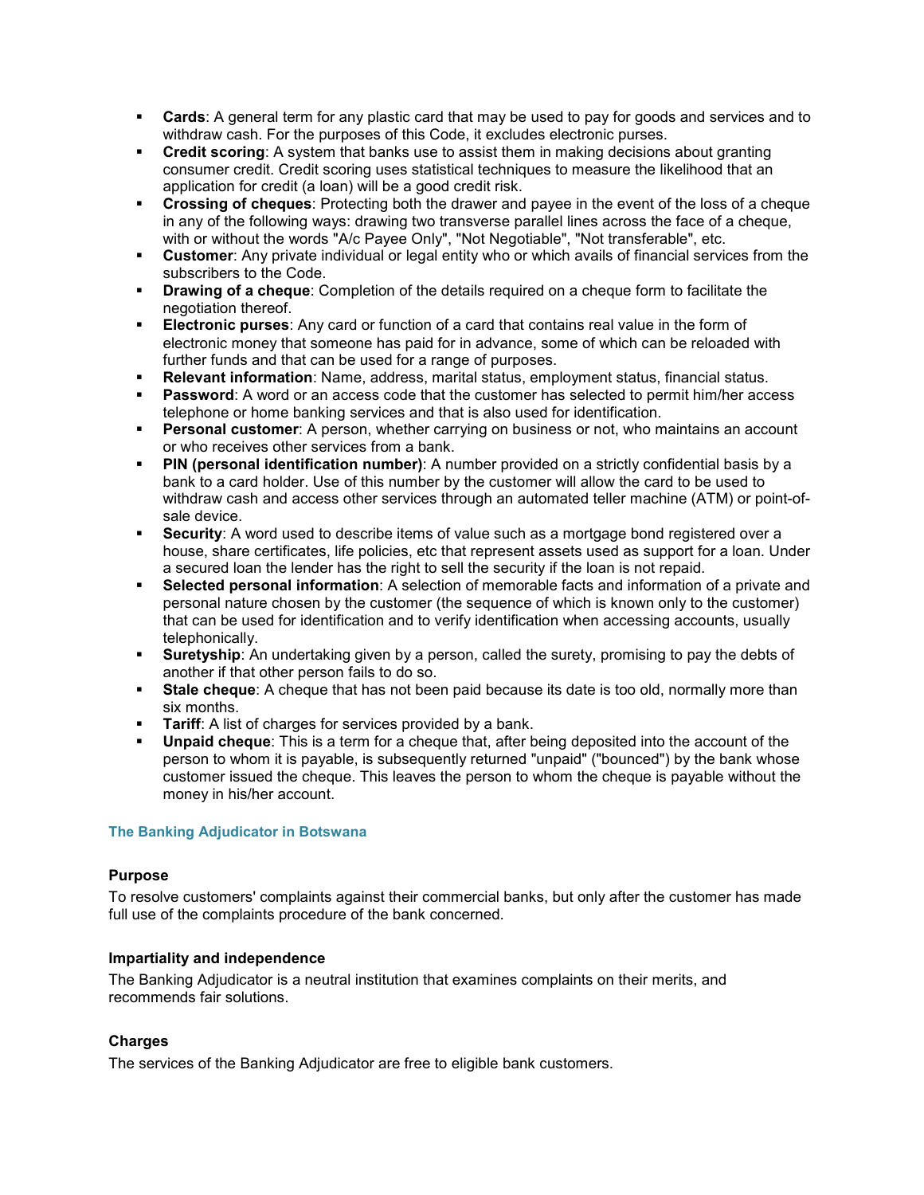- **Cards**: A general term for any plastic card that may be used to pay for goods and services and to withdraw cash. For the purposes of this Code, it excludes electronic purses.
- **Credit scoring**: A system that banks use to assist them in making decisions about granting consumer credit. Credit scoring uses statistical techniques to measure the likelihood that an application for credit (a loan) will be a good credit risk.
- **Crossing of cheques**: Protecting both the drawer and payee in the event of the loss of a cheque in any of the following ways: drawing two transverse parallel lines across the face of a cheque, with or without the words "A/c Payee Only", "Not Negotiable", "Not transferable", etc.
- **Customer**: Any private individual or legal entity who or which avails of financial services from the subscribers to the Code.
- **Drawing of a cheque**: Completion of the details required on a cheque form to facilitate the negotiation thereof.
- **Electronic purses**: Any card or function of a card that contains real value in the form of electronic money that someone has paid for in advance, some of which can be reloaded with further funds and that can be used for a range of purposes.
- **Relevant information**: Name, address, marital status, employment status, financial status.
- **Password**: A word or an access code that the customer has selected to permit him/her access telephone or home banking services and that is also used for identification.
- **Personal customer**: A person, whether carrying on business or not, who maintains an account or who receives other services from a bank.
- **PIN (personal identification number)**: A number provided on a strictly confidential basis by a bank to a card holder. Use of this number by the customer will allow the card to be used to withdraw cash and access other services through an automated teller machine (ATM) or point-of-sale device.
- **Security**: A word used to describe items of value such as a mortgage bond registered over a house, share certificates, life policies, etc that represent assets used as support for a loan. Under a secured loan the lender has the right to sell the security if the loan is not repaid.
- **Selected personal information**: A selection of memorable facts and information of a private and personal nature chosen by the customer (the sequence of which is known only to the customer) that can be used for identification and to verify identification when accessing accounts, usually telephonically.
- **Suretyship**: An undertaking given by a person, called the surety, promising to pay the debts of another if that other person fails to do so.
- **Stale cheque**: A cheque that has not been paid because its date is too old, normally more than six months.
- **Tariff**: A list of charges for services provided by a bank.
- **Unpaid cheque**: This is a term for a cheque that, after being deposited into the account of the person to whom it is payable, is subsequently returned "unpaid" ("bounced") by the bank whose customer issued the cheque. This leaves the person to whom the cheque is payable without the money in his/her account.

## The Banking Adjudicator in Botswana

### Purpose

To resolve customers' complaints against their commercial banks, but only after the customer has made full use of the complaints procedure of the bank concerned.

### Impartiality and independence

The Banking Adjudicator is a neutral institution that examines complaints on their merits, and recommends fair solutions.

### Charges

The services of the Banking Adjudicator are free to eligible bank customers.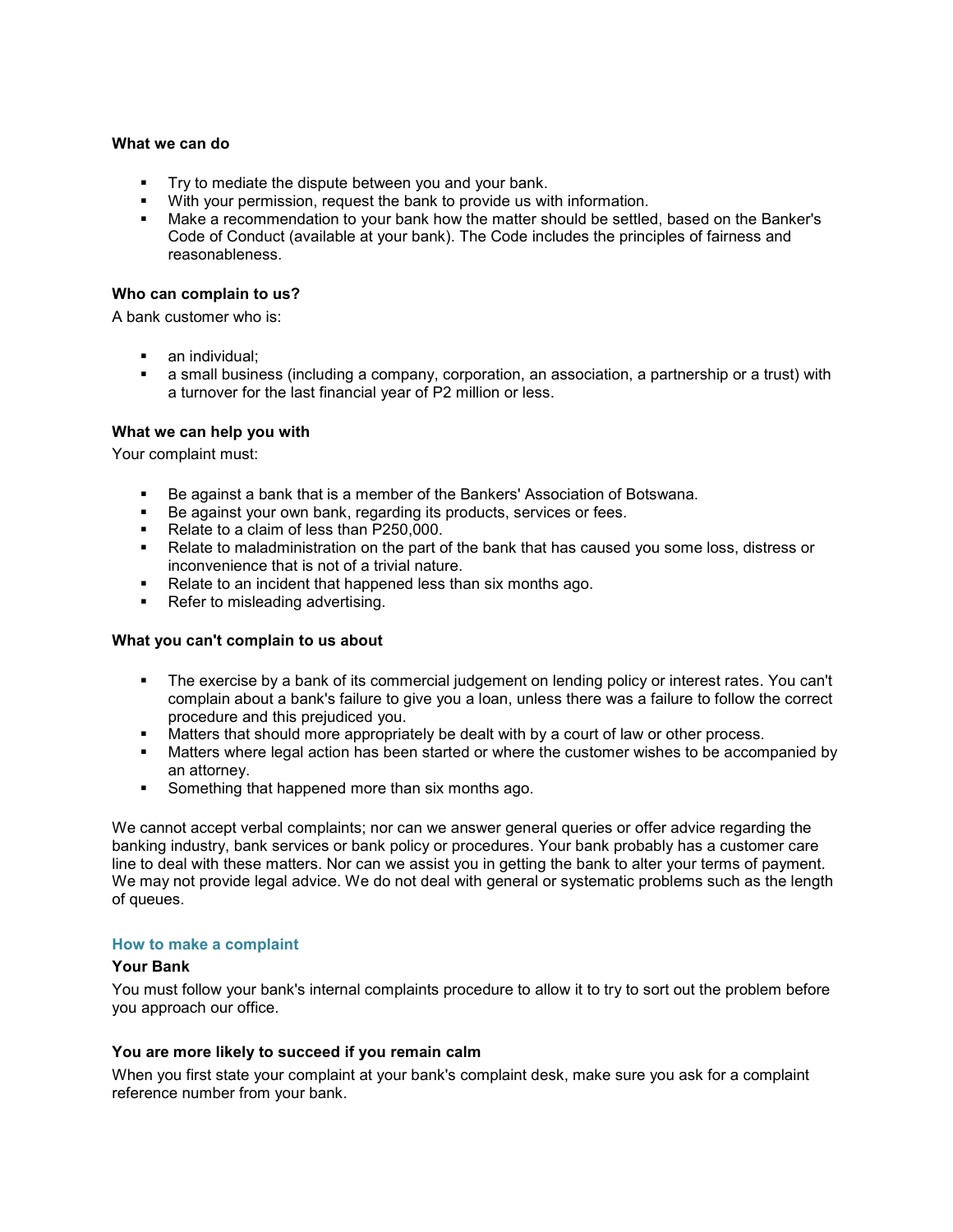**What we can do**

- Try to mediate the dispute between you and your bank.
- With your permission, request the bank to provide us with information.
- Make a recommendation to your bank how the matter should be settled, based on the Banker's Code of Conduct (available at your bank). The Code includes the principles of fairness and reasonableness.

**Who can complain to us?**

A bank customer who is:

- an individual;
- a small business (including a company, corporation, an association, a partnership or a trust) with a turnover for the last financial year of P2 million or less.

**What we can help you with**

Your complaint must:

- Be against a bank that is a member of the Bankers' Association of Botswana.
- Be against your own bank, regarding its products, services or fees.
- Relate to a claim of less than P250,000.
- Relate to maladministration on the part of the bank that has caused you some loss, distress or inconvenience that is not of a trivial nature.
- Relate to an incident that happened less than six months ago.
- Refer to misleading advertising.

**What you can't complain to us about**

- The exercise by a bank of its commercial judgement on lending policy or interest rates. You can't complain about a bank's failure to give you a loan, unless there was a failure to follow the correct procedure and this prejudiced you.
- Matters that should more appropriately be dealt with by a court of law or other process.
- Matters where legal action has been started or where the customer wishes to be accompanied by an attorney.
- Something that happened more than six months ago.

We cannot accept verbal complaints; nor can we answer general queries or offer advice regarding the banking industry, bank services or bank policy or procedures. Your bank probably has a customer care line to deal with these matters. Nor can we assist you in getting the bank to alter your terms of payment. We may not provide legal advice. We do not deal with general or systematic problems such as the length of queues.

## How to make a complaint

**Your Bank**

You must follow your bank's internal complaints procedure to allow it to try to sort out the problem before you approach our office.

**You are more likely to succeed if you remain calm**

When you first state your complaint at your bank's complaint desk, make sure you ask for a complaint reference number from your bank.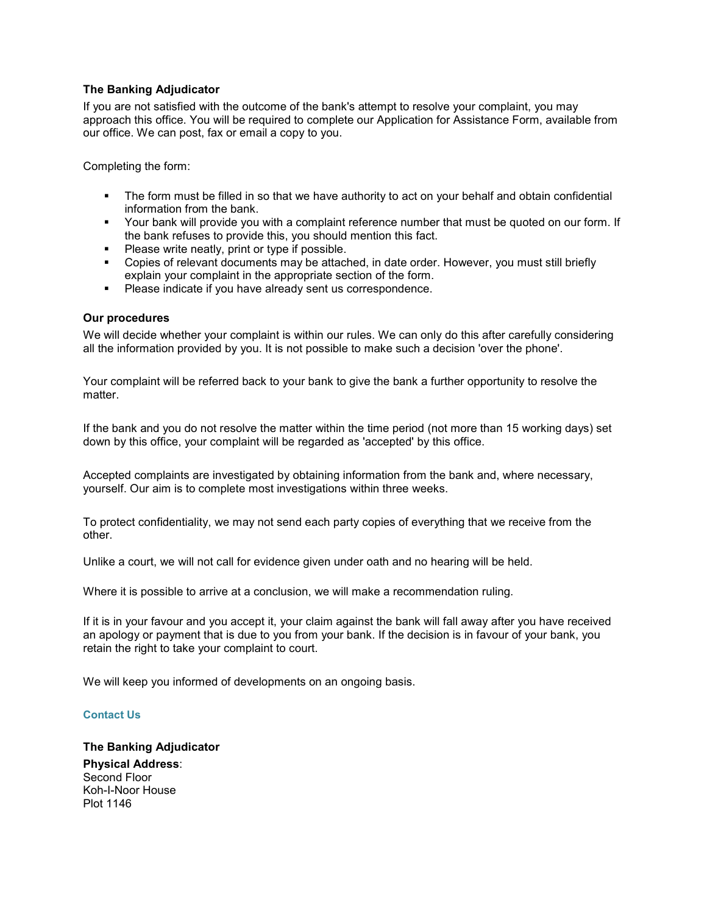**The Banking Adjudicator**

If you are not satisfied with the outcome of the bank's attempt to resolve your complaint, you may approach this office. You will be required to complete our Application for Assistance Form, available from our office. We can post, fax or email a copy to you.

Completing the form:

- The form must be filled in so that we have authority to act on your behalf and obtain confidential information from the bank.
- Your bank will provide you with a complaint reference number that must be quoted on our form. If the bank refuses to provide this, you should mention this fact.
- Please write neatly, print or type if possible.
- Copies of relevant documents may be attached, in date order. However, you must still briefly explain your complaint in the appropriate section of the form.
- Please indicate if you have already sent us correspondence.

**Our procedures**

We will decide whether your complaint is within our rules. We can only do this after carefully considering all the information provided by you. It is not possible to make such a decision 'over the phone'.

Your complaint will be referred back to your bank to give the bank a further opportunity to resolve the matter.

If the bank and you do not resolve the matter within the time period (not more than 15 working days) set down by this office, your complaint will be regarded as 'accepted' by this office.

Accepted complaints are investigated by obtaining information from the bank and, where necessary, yourself. Our aim is to complete most investigations within three weeks.

To protect confidentiality, we may not send each party copies of everything that we receive from the other.

Unlike a court, we will not call for evidence given under oath and no hearing will be held.

Where it is possible to arrive at a conclusion, we will make a recommendation ruling.

If it is in your favour and you accept it, your claim against the bank will fall away after you have received an apology or payment that is due to you from your bank. If the decision is in favour of your bank, you retain the right to take your complaint to court.

We will keep you informed of developments on an ongoing basis.

**Contact Us**

**The Banking Adjudicator**

**Physical Address**:
Second Floor
Koh-I-Noor House
Plot 1146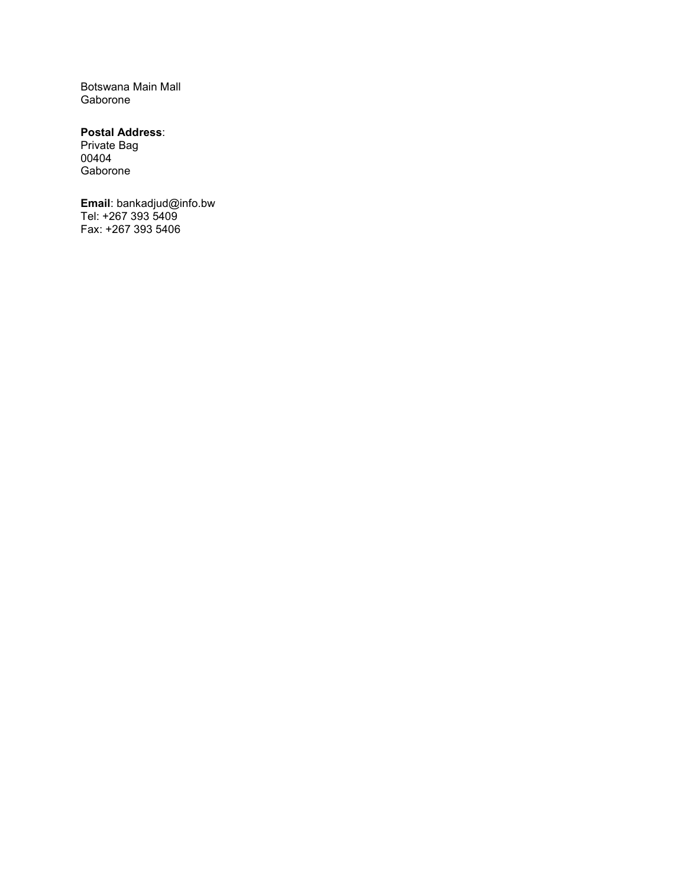Botswana Main Mall
Gaborone

**Postal Address**:
Private Bag
00404
Gaborone

**Email**: bankadjud@info.bw
Tel: +267 393 5409
Fax: +267 393 5406